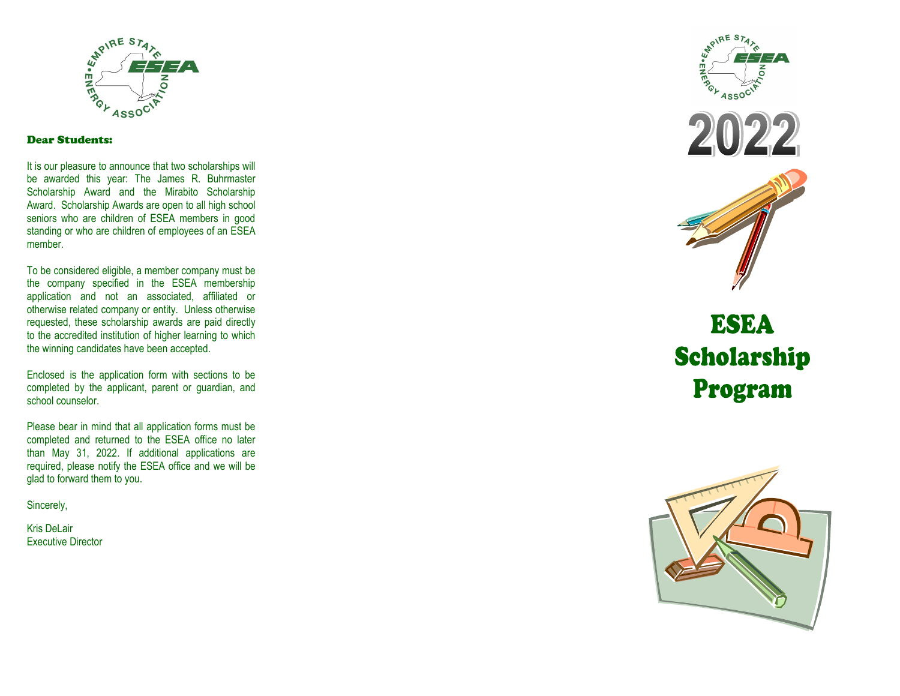**Dear Students:**

It is our pleasure to announce that two scholarships will be awarded this year: The James R. Buhrmaster Scholarship Award and the Mirabito Scholarship Award. Scholarship Awards are open to all high school seniors who are children of ESEA members in good standing or who are children of employees of an ESEA member.

To be considered eligible, a member company must be the company specified in the ESEA membership application and not an associated, affiliated or otherwise related company or entity. Unless otherwise requested, these scholarship awards are paid directly to the accredited institution of higher learning to which the winning candidates have been accepted.

Enclosed is the application form with sections to be completed by the applicant, parent or guardian, and school counselor.

Please bear in mind that all application forms must be completed and returned to the ESEA office no later than May 31, 2022. If additional applications are required, please notify the ESEA office and we will be glad to forward them to you.

Sincerely,

Kris DeLair
Executive Director

2022

# ESEA Scholarship Program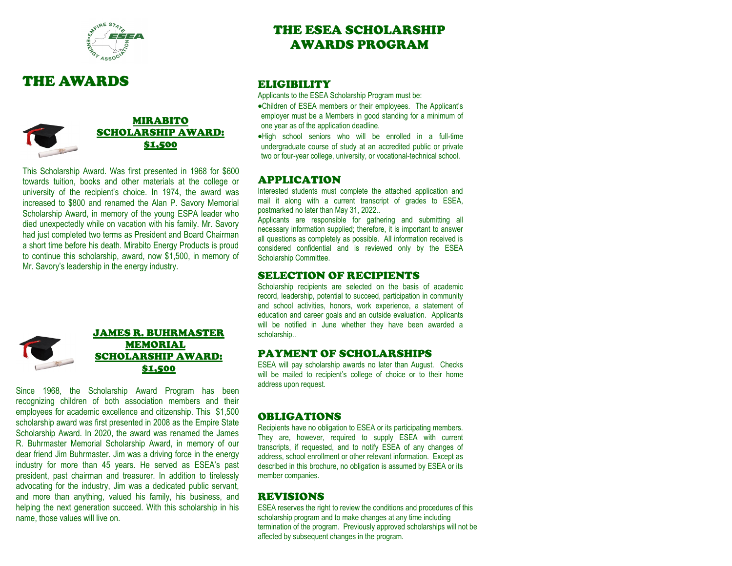# THE AWARDS

## MIRABITO SCHOLARSHIP AWARD: $1,500

This Scholarship Award. Was first presented in 1968 for $600 towards tuition, books and other materials at the college or university of the recipient's choice. In 1974, the award was increased to $800 and renamed the Alan P. Savory Memorial Scholarship Award, in memory of the young ESPA leader who died unexpectedly while on vacation with his family. Mr. Savory had just completed two terms as President and Board Chairman a short time before his death. Mirabito Energy Products is proud to continue this scholarship, award, now $1,500, in memory of Mr. Savory's leadership in the energy industry.

## JAMES R. BUHRMASTER MEMORIAL SCHOLARSHIP AWARD: $1,500

Since 1968, the Scholarship Award Program has been recognizing children of both association members and their employees for academic excellence and citizenship. This $1,500 scholarship award was first presented in 2008 as the Empire State Scholarship Award. In 2020, the award was renamed the James R. Buhrmaster Memorial Scholarship Award, in memory of our dear friend Jim Buhrmaster. Jim was a driving force in the energy industry for more than 45 years. He served as ESEA's past president, past chairman and treasurer. In addition to tirelessly advocating for the industry, Jim was a dedicated public servant, and more than anything, valued his family, his business, and helping the next generation succeed. With this scholarship in his name, those values will live on.

# THE ESEA SCHOLARSHIP AWARDS PROGRAM

## ELIGIBILITY

Applicants to the ESEA Scholarship Program must be:

- Children of ESEA members or their employees. The Applicant's employer must be a Members in good standing for a minimum of one year as of the application deadline.
- High school seniors who will be enrolled in a full-time undergraduate course of study at an accredited public or private two or four-year college, university, or vocational-technical school.

## APPLICATION

Interested students must complete the attached application and mail it along with a current transcript of grades to ESEA, postmarked no later than May 31, 2022..

Applicants are responsible for gathering and submitting all necessary information supplied; therefore, it is important to answer all questions as completely as possible. All information received is considered confidential and is reviewed only by the ESEA Scholarship Committee.

## SELECTION OF RECIPIENTS

Scholarship recipients are selected on the basis of academic record, leadership, potential to succeed, participation in community and school activities, honors, work experience, a statement of education and career goals and an outside evaluation. Applicants will be notified in June whether they have been awarded a scholarship..

## PAYMENT OF SCHOLARSHIPS

ESEA will pay scholarship awards no later than August. Checks will be mailed to recipient's college of choice or to their home address upon request.

## OBLIGATIONS

Recipients have no obligation to ESEA or its participating members. They are, however, required to supply ESEA with current transcripts, if requested, and to notify ESEA of any changes of address, school enrollment or other relevant information. Except as described in this brochure, no obligation is assumed by ESEA or its member companies.

## REVISIONS

ESEA reserves the right to review the conditions and procedures of this scholarship program and to make changes at any time including termination of the program. Previously approved scholarships will not be affected by subsequent changes in the program.